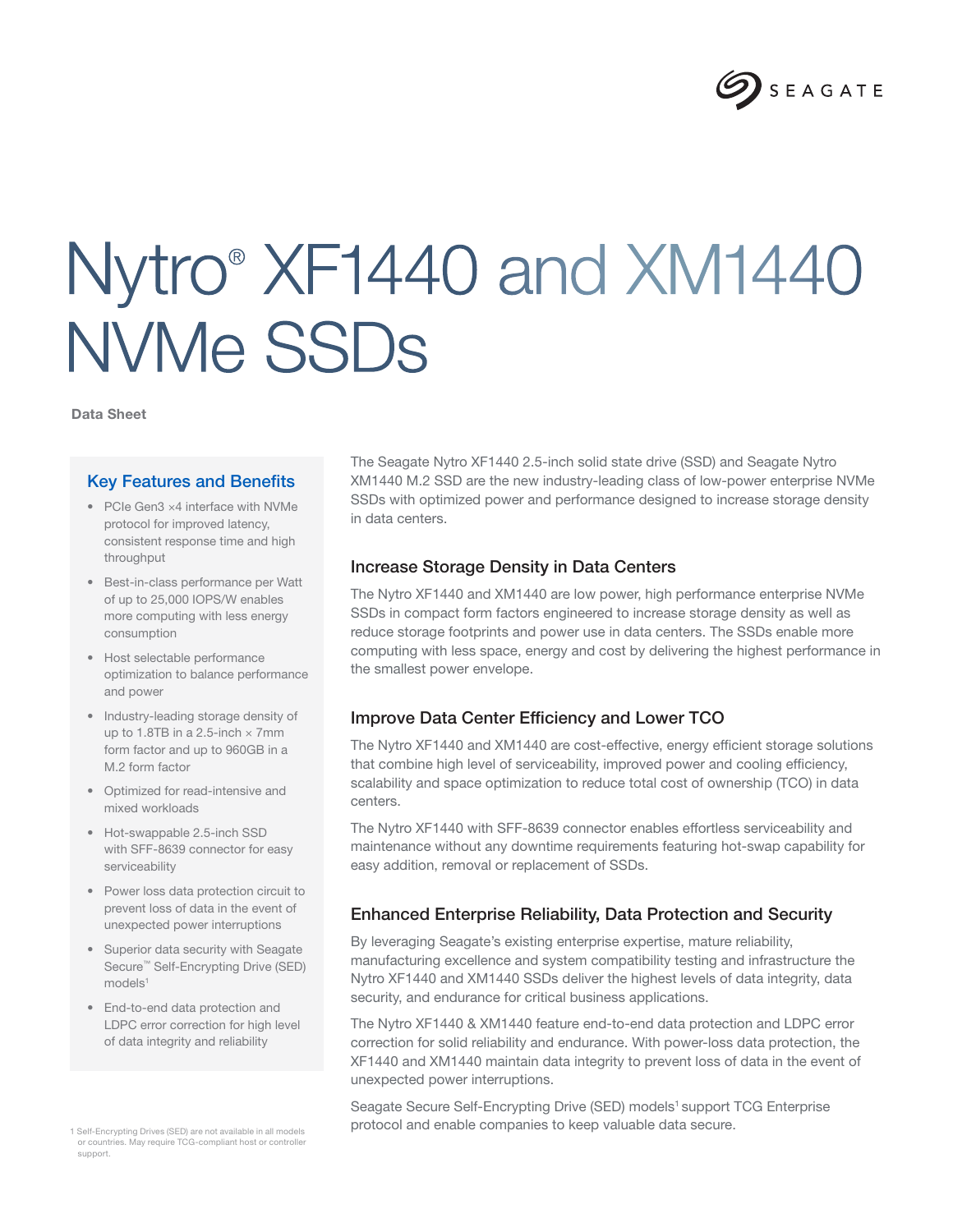# Nytro® XF1440 and XM1440 NVMe SSDs

**Data Sheet**

## Key Features and Benefits

- PCIe Gen3 ×4 interface with NVMe protocol for improved latency, consistent response time and high throughput
- Best-in-class performance per Watt of up to 25,000 IOPS/W enables more computing with less energy consumption
- Host selectable performance optimization to balance performance and power
- Industry-leading storage density of up to 1.8TB in a 2.5-inch × 7mm form factor and up to 960GB in a M.2 form factor
- Optimized for read-intensive and mixed workloads
- Hot-swappable 2.5-inch SSD with SFF-8639 connector for easy serviceability
- Power loss data protection circuit to prevent loss of data in the event of unexpected power interruptions
- Superior data security with Seagate Secure™ Self-Encrypting Drive (SED) models[1]
- End-to-end data protection and LDPC error correction for high level of data integrity and reliability

1 Self-Encrypting Drives (SED) are not available in all models or countries. May require TCG-compliant host or controller support.

The Seagate Nytro XF1440 2.5-inch solid state drive (SSD) and Seagate Nytro XM1440 M.2 SSD are the new industry-leading class of low-power enterprise NVMe SSDs with optimized power and performance designed to increase storage density in data centers.

### Increase Storage Density in Data Centers

The Nytro XF1440 and XM1440 are low power, high performance enterprise NVMe SSDs in compact form factors engineered to increase storage density as well as reduce storage footprints and power use in data centers. The SSDs enable more computing with less space, energy and cost by delivering the highest performance in the smallest power envelope.

### Improve Data Center Efficiency and Lower TCO

The Nytro XF1440 and XM1440 are cost-effective, energy efficient storage solutions that combine high level of serviceability, improved power and cooling efficiency, scalability and space optimization to reduce total cost of ownership (TCO) in data centers.

The Nytro XF1440 with SFF-8639 connector enables effortless serviceability and maintenance without any downtime requirements featuring hot-swap capability for easy addition, removal or replacement of SSDs.

### Enhanced Enterprise Reliability, Data Protection and Security

By leveraging Seagate's existing enterprise expertise, mature reliability, manufacturing excellence and system compatibility testing and infrastructure the Nytro XF1440 and XM1440 SSDs deliver the highest levels of data integrity, data security, and endurance for critical business applications.

The Nytro XF1440 & XM1440 feature end-to-end data protection and LDPC error correction for solid reliability and endurance. With power-loss data protection, the XF1440 and XM1440 maintain data integrity to prevent loss of data in the event of unexpected power interruptions.

Seagate Secure Self-Encrypting Drive (SED) models[1] support TCG Enterprise protocol and enable companies to keep valuable data secure.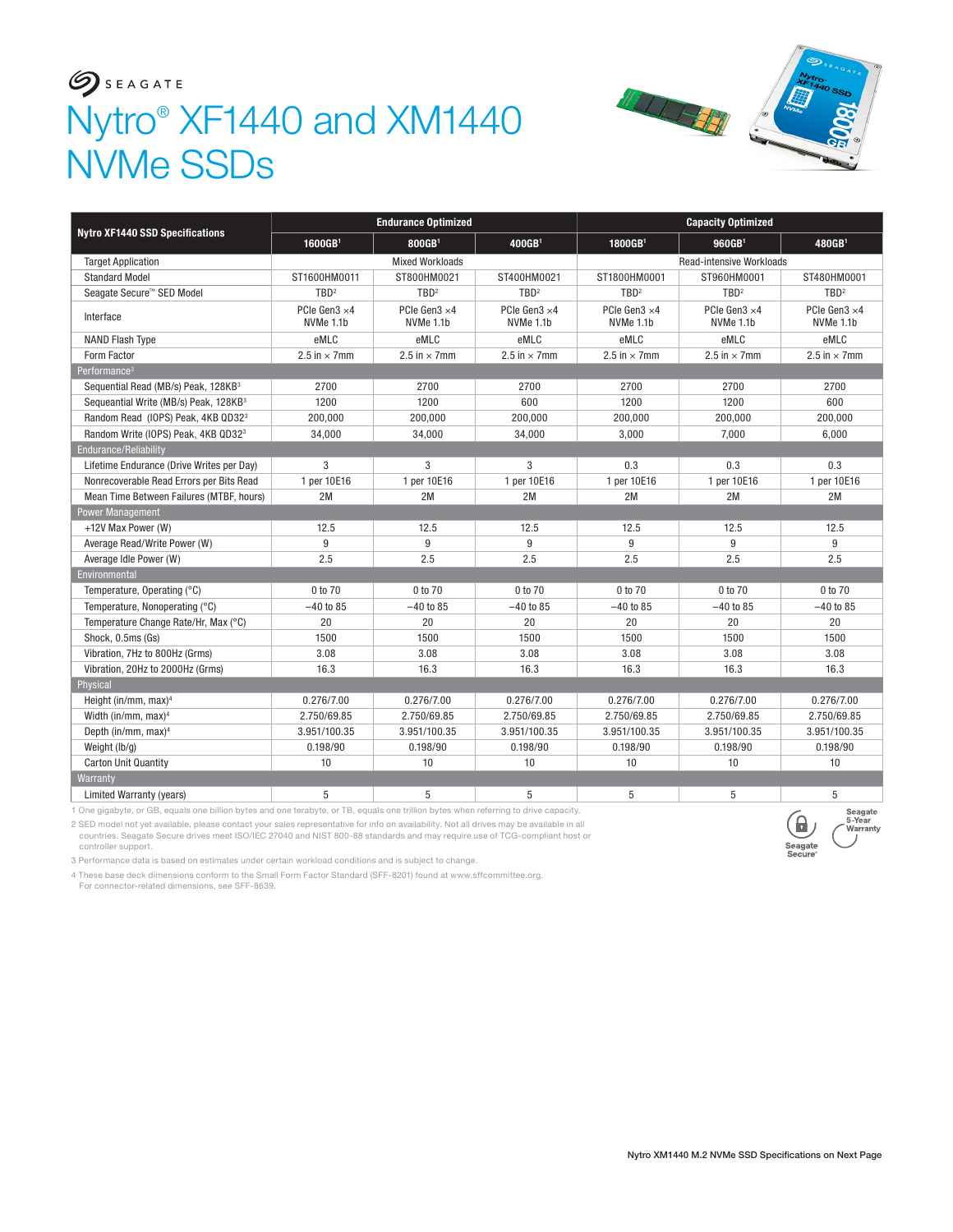SEAGATE

# Nytro® XF1440 and XM1440 NVMe SSDs

| Nytro XF1440 SSD Specifications | Endurance Optimized | | | Capacity Optimized | | |
|---|---|---|---|---|---|---|
| | 1600GB[1] | 800GB[1] | 400GB[1] | 1800GB[1] | 960GB[1] | 480GB[1] |
| Target Application | Mixed Workloads | | | Read-intensive Workloads | | |
| Standard Model | ST1600HM0011 | ST800HM0021 | ST400HM0021 | ST1800HM0001 | ST960HM0001 | ST480HM0001 |
| Seagate Secure™ SED Model | TBD[2] | TBD[2] | TBD[2] | TBD[2] | TBD[2] | TBD[2] |
| Interface | PCIe Gen3 ×4 NVMe 1.1b | PCIe Gen3 ×4 NVMe 1.1b | PCIe Gen3 ×4 NVMe 1.1b | PCIe Gen3 ×4 NVMe 1.1b | PCIe Gen3 ×4 NVMe 1.1b | PCIe Gen3 ×4 NVMe 1.1b |
| NAND Flash Type | eMLC | eMLC | eMLC | eMLC | eMLC | eMLC |
| Form Factor | 2.5 in × 7mm | 2.5 in × 7mm | 2.5 in × 7mm | 2.5 in × 7mm | 2.5 in × 7mm | 2.5 in × 7mm |
| **Performance[3]** | | | | | | |
| Sequential Read (MB/s) Peak, 128KB[3] | 2700 | 2700 | 2700 | 2700 | 2700 | 2700 |
| Sequeantial Write (MB/s) Peak, 128KB[3] | 1200 | 1200 | 600 | 1200 | 1200 | 600 |
| Random Read (IOPS) Peak, 4KB QD32[3] | 200,000 | 200,000 | 200,000 | 200,000 | 200,000 | 200,000 |
| Random Write (IOPS) Peak, 4KB QD32[3] | 34,000 | 34,000 | 34,000 | 3,000 | 7,000 | 6,000 |
| **Endurance/Reliability** | | | | | | |
| Lifetime Endurance (Drive Writes per Day) | 3 | 3 | 3 | 0.3 | 0.3 | 0.3 |
| Nonrecoverable Read Errors per Bits Read | 1 per 10E16 | 1 per 10E16 | 1 per 10E16 | 1 per 10E16 | 1 per 10E16 | 1 per 10E16 |
| Mean Time Between Failures (MTBF, hours) | 2M | 2M | 2M | 2M | 2M | 2M |
| **Power Management** | | | | | | |
| +12V Max Power (W) | 12.5 | 12.5 | 12.5 | 12.5 | 12.5 | 12.5 |
| Average Read/Write Power (W) | 9 | 9 | 9 | 9 | 9 | 9 |
| Average Idle Power (W) | 2.5 | 2.5 | 2.5 | 2.5 | 2.5 | 2.5 |
| **Environmental** | | | | | | |
| Temperature, Operating (°C) | 0 to 70 | 0 to 70 | 0 to 70 | 0 to 70 | 0 to 70 | 0 to 70 |
| Temperature, Nonoperating (°C) | −40 to 85 | −40 to 85 | −40 to 85 | −40 to 85 | −40 to 85 | −40 to 85 |
| Temperature Change Rate/Hr, Max (°C) | 20 | 20 | 20 | 20 | 20 | 20 |
| Shock, 0.5ms (Gs) | 1500 | 1500 | 1500 | 1500 | 1500 | 1500 |
| Vibration, 7Hz to 800Hz (Grms) | 3.08 | 3.08 | 3.08 | 3.08 | 3.08 | 3.08 |
| Vibration, 20Hz to 2000Hz (Grms) | 16.3 | 16.3 | 16.3 | 16.3 | 16.3 | 16.3 |
| **Physical** | | | | | | |
| Height (in/mm, max)[4] | 0.276/7.00 | 0.276/7.00 | 0.276/7.00 | 0.276/7.00 | 0.276/7.00 | 0.276/7.00 |
| Width (in/mm, max)[4] | 2.750/69.85 | 2.750/69.85 | 2.750/69.85 | 2.750/69.85 | 2.750/69.85 | 2.750/69.85 |
| Depth (in/mm, max)[4] | 3.951/100.35 | 3.951/100.35 | 3.951/100.35 | 3.951/100.35 | 3.951/100.35 | 3.951/100.35 |
| Weight (lb/g) | 0.198/90 | 0.198/90 | 0.198/90 | 0.198/90 | 0.198/90 | 0.198/90 |
| Carton Unit Quantity | 10 | 10 | 10 | 10 | 10 | 10 |
| **Warranty** | | | | | | |
| Limited Warranty (years) | 5 | 5 | 5 | 5 | 5 | 5 |

1 One gigabyte, or GB, equals one billion bytes and one terabyte, or TB, equals one trillion bytes when referring to drive capacity.

2 SED model not yet available, please contact your sales representative for info on availability. Not all drives may be available in all countries. Seagate Secure drives meet ISO/IEC 27040 and NIST 800-88 standards and may require use of TCG-compliant host or controller support.

3 Performance data is based on estimates under certain workload conditions and is subject to change.

4 These base deck dimensions conform to the Small Form Factor Standard (SFF-8201) found at www.sffcommittee.org. For connector-related dimensions, see SFF-8639.

Seagate Secure

Seagate 5-Year Warranty

Nytro XM1440 M.2 NVMe SSD Specifications on Next Page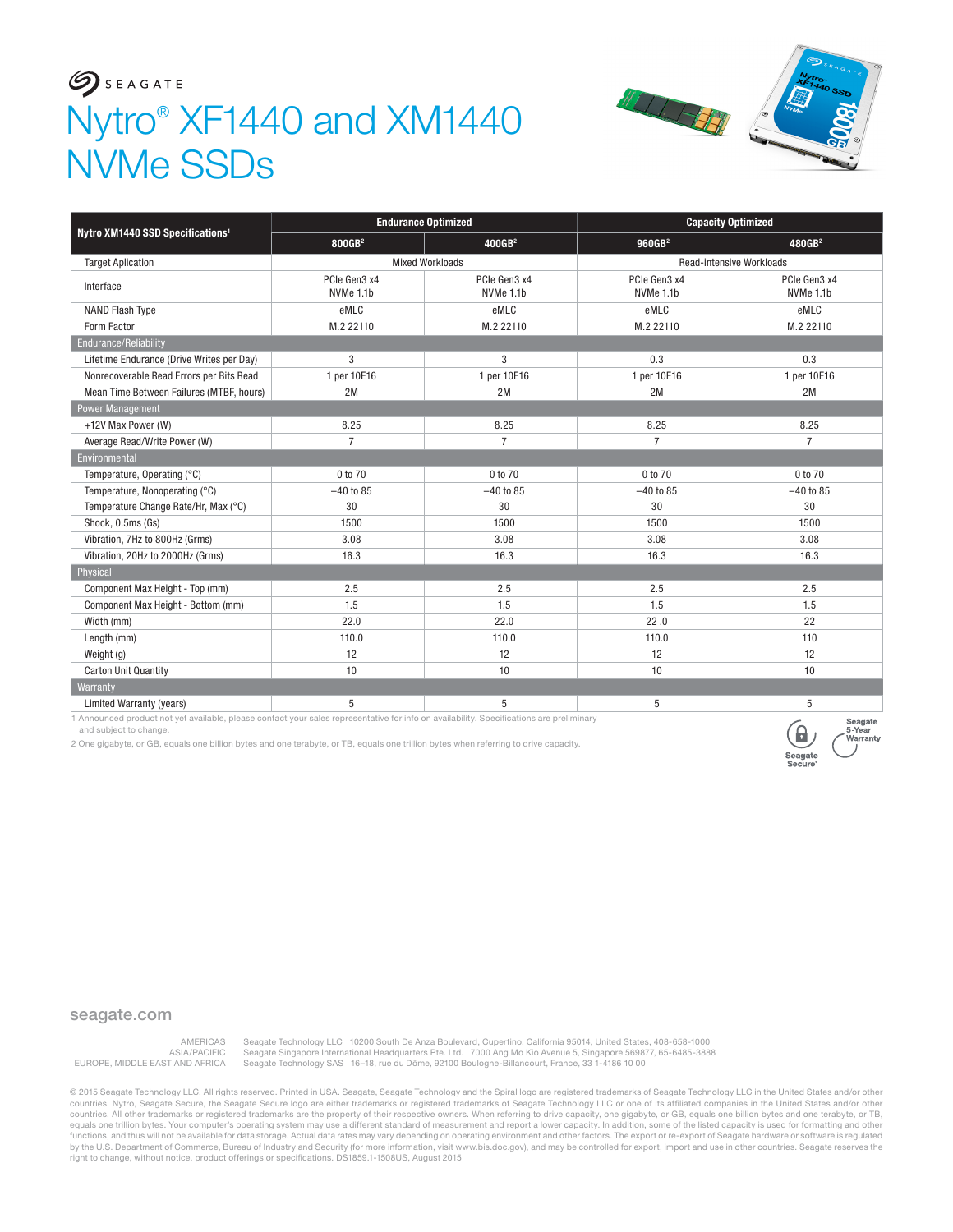SEAGATE

# Nytro® XF1440 and XM1440 NVMe SSDs

| Nytro XM1440 SSD Specifications[1] | Endurance Optimized | | Capacity Optimized | |
|---|---|---|---|---|
| | 800GB[2] | 400GB[2] | 960GB[2] | 480GB[2] |
| Target Aplication | Mixed Workloads | | Read-intensive Workloads | |
| Interface | PCIe Gen3 x4 NVMe 1.1b | PCIe Gen3 x4 NVMe 1.1b | PCIe Gen3 x4 NVMe 1.1b | PCIe Gen3 x4 NVMe 1.1b |
| NAND Flash Type | eMLC | eMLC | eMLC | eMLC |
| Form Factor | M.2 22110 | M.2 22110 | M.2 22110 | M.2 22110 |
| **Endurance/Reliability** | | | | |
| Lifetime Endurance (Drive Writes per Day) | 3 | 3 | 0.3 | 0.3 |
| Nonrecoverable Read Errors per Bits Read | 1 per 10E16 | 1 per 10E16 | 1 per 10E16 | 1 per 10E16 |
| Mean Time Between Failures (MTBF, hours) | 2M | 2M | 2M | 2M |
| **Power Management** | | | | |
| +12V Max Power (W) | 8.25 | 8.25 | 8.25 | 8.25 |
| Average Read/Write Power (W) | 7 | 7 | 7 | 7 |
| **Environmental** | | | | |
| Temperature, Operating (°C) | 0 to 70 | 0 to 70 | 0 to 70 | 0 to 70 |
| Temperature, Nonoperating (°C) | –40 to 85 | –40 to 85 | –40 to 85 | –40 to 85 |
| Temperature Change Rate/Hr, Max (°C) | 30 | 30 | 30 | 30 |
| Shock, 0.5ms (Gs) | 1500 | 1500 | 1500 | 1500 |
| Vibration, 7Hz to 800Hz (Grms) | 3.08 | 3.08 | 3.08 | 3.08 |
| Vibration, 20Hz to 2000Hz (Grms) | 16.3 | 16.3 | 16.3 | 16.3 |
| **Physical** | | | | |
| Component Max Height - Top (mm) | 2.5 | 2.5 | 2.5 | 2.5 |
| Component Max Height - Bottom (mm) | 1.5 | 1.5 | 1.5 | 1.5 |
| Width (mm) | 22.0 | 22.0 | 22 .0 | 22 |
| Length (mm) | 110.0 | 110.0 | 110.0 | 110 |
| Weight (g) | 12 | 12 | 12 | 12 |
| Carton Unit Quantity | 10 | 10 | 10 | 10 |
| **Warranty** | | | | |
| Limited Warranty (years) | 5 | 5 | 5 | 5 |

1 Announced product not yet available, please contact your sales representative for info on availability. Specifications are preliminary and subject to change.

2 One gigabyte, or GB, equals one billion bytes and one terabyte, or TB, equals one trillion bytes when referring to drive capacity.

Seagate Secure®

Seagate 5-Year Warranty

seagate.com

AMERICAS Seagate Technology LLC 10200 South De Anza Boulevard, Cupertino, California 95014, United States, 408-658-1000
ASIA/PACIFIC Seagate Singapore International Headquarters Pte. Ltd. 7000 Ang Mo Kio Avenue 5, Singapore 569877, 65-6485-3888
EUROPE, MIDDLE EAST AND AFRICA Seagate Technology SAS 16–18, rue du Dôme, 92100 Boulogne-Billancourt, France, 33 1-4186 10 00

© 2015 Seagate Technology LLC. All rights reserved. Printed in USA. Seagate, Seagate Technology and the Spiral logo are registered trademarks of Seagate Technology LLC in the United States and/or other countries. Nytro, Seagate Secure, the Seagate Secure logo are either trademarks or registered trademarks of Seagate Technology LLC or one of its affiliated companies in the United States and/or other countries. All other trademarks or registered trademarks are the property of their respective owners. When referring to drive capacity, one gigabyte, or GB, equals one billion bytes and one terabyte, or TB, equals one trillion bytes. Your computer's operating system may use a different standard of measurement and report a lower capacity. In addition, some of the listed capacity is used for formatting and other functions, and thus will not be available for data storage. Actual data rates may vary depending on operating environment and other factors. The export or re-export of Seagate hardware or software is regulated by the U.S. Department of Commerce, Bureau of Industry and Security (for more information, visit www.bis.doc.gov), and may be controlled for export, import and use in other countries. Seagate reserves the right to change, without notice, product offerings or specifications. DS1859.1-1508US, August 2015